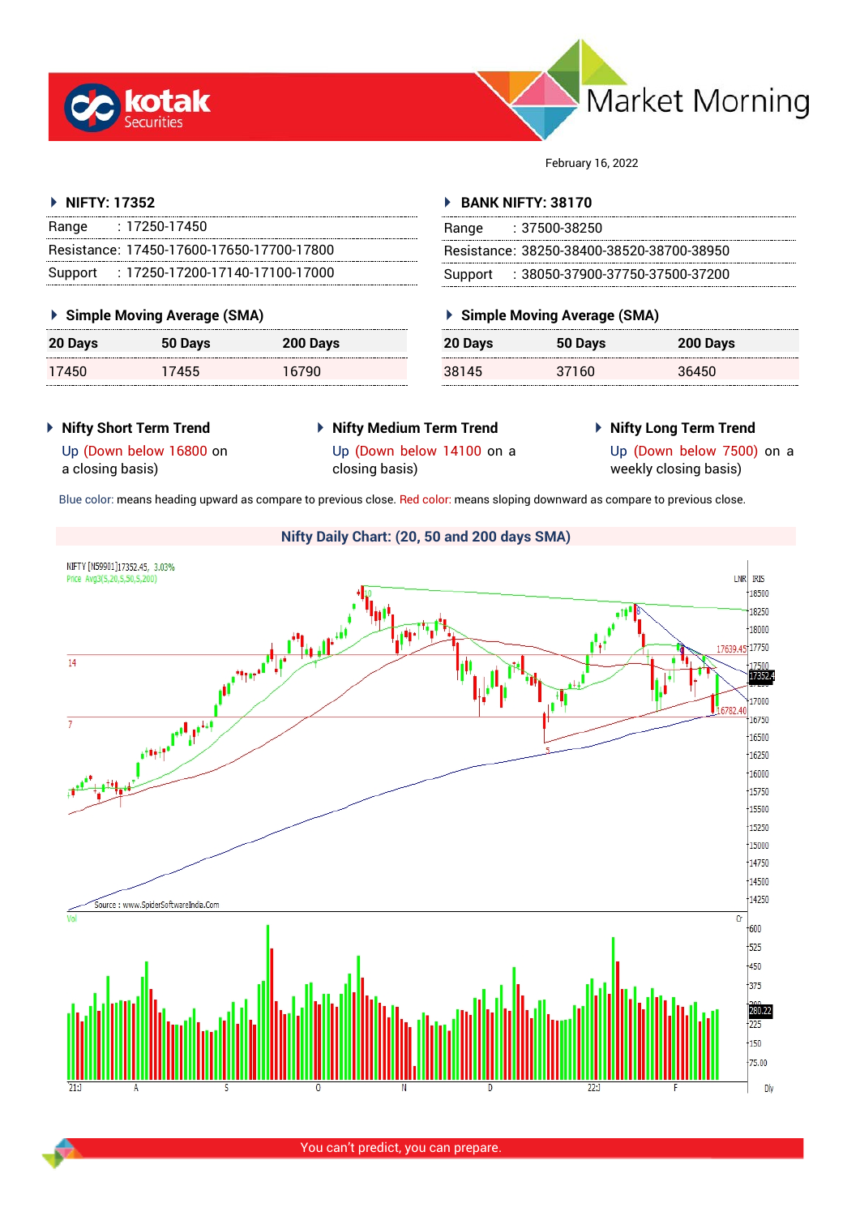# Market Morning

February 16, 2022

## NIFTY: 17352

| | |
|---|---|
| Range | : 17250-17450 |
| Resistance: | 17450-17600-17650-17700-17800 |
| Support | : 17250-17200-17140-17100-17000 |

### Simple Moving Average (SMA)

| 20 Days | 50 Days | 200 Days |
|---|---|---|
| 17450 | 17455 | 16790 |

## BANK NIFTY: 38170

| | |
|---|---|
| Range | : 37500-38250 |
| Resistance: | 38250-38400-38520-38700-38950 |
| Support | : 38050-37900-37750-37500-37200 |

### Simple Moving Average (SMA)

| 20 Days | 50 Days | 200 Days |
|---|---|---|
| 38145 | 37160 | 36450 |

### Nifty Short Term Trend

Up (Down below 16800 on a closing basis)

### Nifty Medium Term Trend

Up (Down below 14100 on a closing basis)

### Nifty Long Term Trend

Up (Down below 7500) on a weekly closing basis)

Blue color: means heading upward as compare to previous close. Red color: means sloping downward as compare to previous close.

### Nifty Daily Chart: (20, 50 and 200 days SMA)

Source : www.SpiderSoftwareIndia.Com

You can't predict, you can prepare.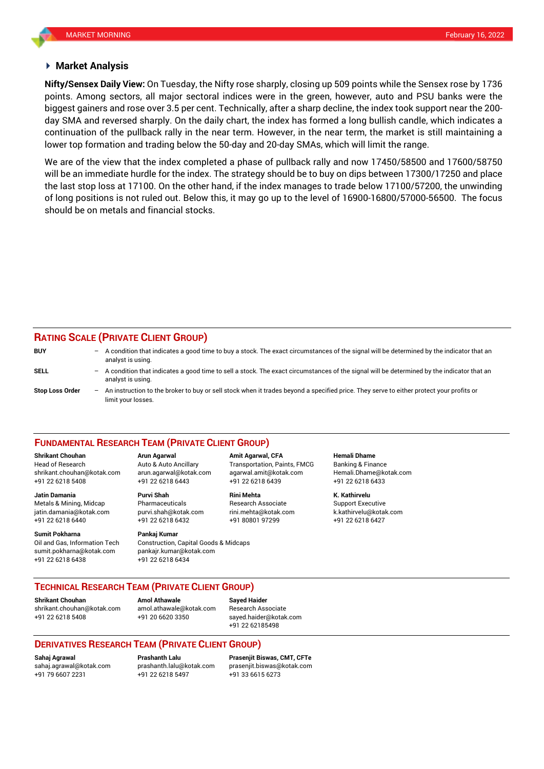## Market Analysis

**Nifty/Sensex Daily View:** On Tuesday, the Nifty rose sharply, closing up 509 points while the Sensex rose by 1736 points. Among sectors, all major sectoral indices were in the green, however, auto and PSU banks were the biggest gainers and rose over 3.5 per cent. Technically, after a sharp decline, the index took support near the 200-day SMA and reversed sharply. On the daily chart, the index has formed a long bullish candle, which indicates a continuation of the pullback rally in the near term. However, in the near term, the market is still maintaining a lower top formation and trading below the 50-day and 20-day SMAs, which will limit the range.

We are of the view that the index completed a phase of pullback rally and now 17450/58500 and 17600/58750 will be an immediate hurdle for the index. The strategy should be to buy on dips between 17300/17250 and place the last stop loss at 17100. On the other hand, if the index manages to trade below 17100/57200, the unwinding of long positions is not ruled out. Below this, it may go up to the level of 16900-16800/57000-56500. The focus should be on metals and financial stocks.

## RATING SCALE (PRIVATE CLIENT GROUP)

**BUY** – A condition that indicates a good time to buy a stock. The exact circumstances of the signal will be determined by the indicator that an analyst is using.

**SELL** – A condition that indicates a good time to sell a stock. The exact circumstances of the signal will be determined by the indicator that an analyst is using.

**Stop Loss Order** – An instruction to the broker to buy or sell stock when it trades beyond a specified price. They serve to either protect your profits or limit your losses.

## FUNDAMENTAL RESEARCH TEAM (PRIVATE CLIENT GROUP)

**Shrikant Chouhan**
Head of Research
shrikant.chouhan@kotak.com
+91 22 6218 5408

**Arun Agarwal**
Auto & Auto Ancillary
arun.agarwal@kotak.com
+91 22 6218 6443

**Amit Agarwal, CFA**
Transportation, Paints, FMCG
agarwal.amit@kotak.com
+91 22 6218 6439

**Hemali Dhame**
Banking & Finance
Hemali.Dhame@kotak.com
+91 22 6218 6433

**Jatin Damania**
Metals & Mining, Midcap
jatin.damania@kotak.com
+91 22 6218 6440

**Purvi Shah**
Pharmaceuticals
purvi.shah@kotak.com
+91 22 6218 6432

**Rini Mehta**
Research Associate
rini.mehta@kotak.com
+91 80801 97299

**K. Kathirvelu**
Support Executive
k.kathirvelu@kotak.com
+91 22 6218 6427

**Sumit Pokharna**
Oil and Gas, Information Tech
sumit.pokharna@kotak.com
+91 22 6218 6438

**Pankaj Kumar**
Construction, Capital Goods & Midcaps
pankajr.kumar@kotak.com
+91 22 6218 6434

## TECHNICAL RESEARCH TEAM (PRIVATE CLIENT GROUP)

**Shrikant Chouhan**
shrikant.chouhan@kotak.com
+91 22 6218 5408

**Amol Athawale**
amol.athawale@kotak.com
+91 20 6620 3350

**Sayed Haider**
Research Associate
sayed.haider@kotak.com
+91 22 62185498

## DERIVATIVES RESEARCH TEAM (PRIVATE CLIENT GROUP)

**Sahaj Agrawal**
sahaj.agrawal@kotak.com
+91 79 6607 2231

**Prashanth Lalu**
prashanth.lalu@kotak.com
+91 22 6218 5497

**Prasenjit Biswas, CMT, CFTe**
prasenjit.biswas@kotak.com
+91 33 6615 6273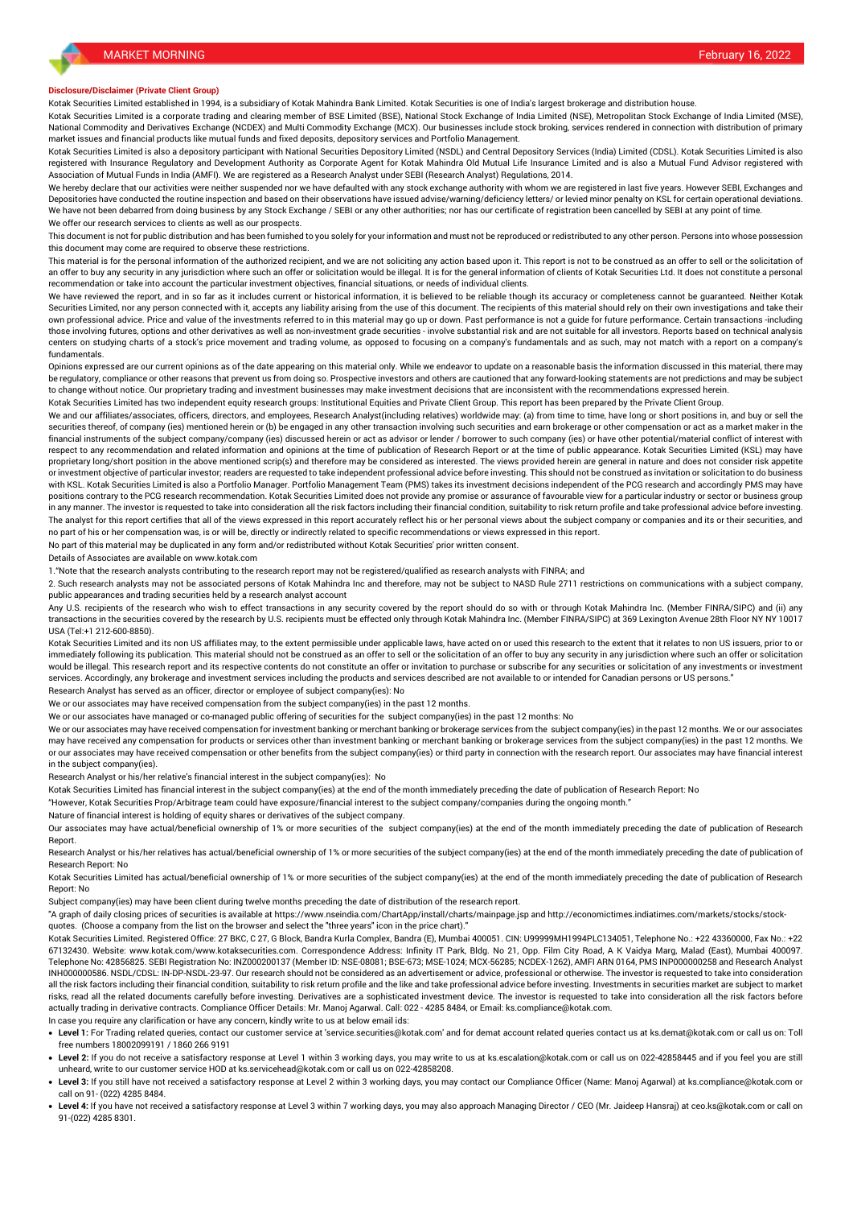**Disclosure/Disclaimer (Private Client Group)**

Kotak Securities Limited established in 1994, is a subsidiary of Kotak Mahindra Bank Limited. Kotak Securities is one of India's largest brokerage and distribution house.

Kotak Securities Limited is a corporate trading and clearing member of BSE Limited (BSE), National Stock Exchange of India Limited (NSE), Metropolitan Stock Exchange of India Limited (MSE), National Commodity and Derivatives Exchange (NCDEX) and Multi Commodity Exchange (MCX). Our businesses include stock broking, services rendered in connection with distribution of primary market issues and financial products like mutual funds and fixed deposits, depository services and Portfolio Management.

Kotak Securities Limited is also a depository participant with National Securities Depository Limited (NSDL) and Central Depository Services (India) Limited (CDSL). Kotak Securities Limited is also registered with Insurance Regulatory and Development Authority as Corporate Agent for Kotak Mahindra Old Mutual Life Insurance Limited and is also a Mutual Fund Advisor registered with Association of Mutual Funds in India (AMFI). We are registered as a Research Analyst under SEBI (Research Analyst) Regulations, 2014.

We hereby declare that our activities were neither suspended nor we have defaulted with any stock exchange authority with whom we are registered in last five years. However SEBI, Exchanges and Depositories have conducted the routine inspection and based on their observations have issued advise/warning/deficiency letters/ or levied minor penalty on KSL for certain operational deviations. We have not been debarred from doing business by any Stock Exchange / SEBI or any other authorities; nor has our certificate of registration been cancelled by SEBI at any point of time.

We offer our research services to clients as well as our prospects.

This document is not for public distribution and has been furnished to you solely for your information and must not be reproduced or redistributed to any other person. Persons into whose possession this document may come are required to observe these restrictions.

This material is for the personal information of the authorized recipient, and we are not soliciting any action based upon it. This report is not to be construed as an offer to sell or the solicitation of an offer to buy any security in any jurisdiction where such an offer or solicitation would be illegal. It is for the general information of clients of Kotak Securities Ltd. It does not constitute a personal recommendation or take into account the particular investment objectives, financial situations, or needs of individual clients.

We have reviewed the report, and in so far as it includes current or historical information, it is believed to be reliable though its accuracy or completeness cannot be guaranteed. Neither Kotak Securities Limited, nor any person connected with it, accepts any liability arising from the use of this document. The recipients of this material should rely on their own investigations and take their own professional advice. Price and value of the investments referred to in this material may go up or down. Past performance is not a guide for future performance. Certain transactions -including those involving futures, options and other derivatives as well as non-investment grade securities - involve substantial risk and are not suitable for all investors. Reports based on technical analysis centers on studying charts of a stock's price movement and trading volume, as opposed to focusing on a company's fundamentals and as such, may not match with a report on a company's fundamentals.

Opinions expressed are our current opinions as of the date appearing on this material only. While we endeavor to update on a reasonable basis the information discussed in this material, there may be regulatory, compliance or other reasons that prevent us from doing so. Prospective investors and others are cautioned that any forward-looking statements are not predictions and may be subject to change without notice. Our proprietary trading and investment businesses may make investment decisions that are inconsistent with the recommendations expressed herein.

Kotak Securities Limited has two independent equity research groups: Institutional Equities and Private Client Group. This report has been prepared by the Private Client Group.

We and our affiliates/associates, officers, directors, and employees, Research Analyst(including relatives) worldwide may: (a) from time to time, have long or short positions in, and buy or sell the securities thereof, of company (ies) mentioned herein or (b) be engaged in any other transaction involving such securities and earn brokerage or other compensation or act as a market maker in the financial instruments of the subject company/company (ies) discussed herein or act as advisor or lender / borrower to such company (ies) or have other potential/material conflict of interest with respect to any recommendation and related information and opinions at the time of publication of Research Report or at the time of public appearance. Kotak Securities Limited (KSL) may have proprietary long/short position in the above mentioned scrip(s) and therefore may be considered as interested. The views provided herein are general in nature and does not consider risk appetite or investment objective of particular investor; readers are requested to take independent professional advice before investing. This should not be construed as invitation or solicitation to do business with KSL. Kotak Securities Limited is also a Portfolio Manager. Portfolio Management Team (PMS) takes its investment decisions independent of the PCG research and accordingly PMS may have positions contrary to the PCG research recommendation. Kotak Securities Limited does not provide any promise or assurance of favourable view for a particular industry or sector or business group in any manner. The investor is requested to take into consideration all the risk factors including their financial condition, suitability to risk return profile and take professional advice before investing.

The analyst for this report certifies that all of the views expressed in this report accurately reflect his or her personal views about the subject company or companies and its or their securities, and no part of his or her compensation was, is or will be, directly or indirectly related to specific recommendations or views expressed in this report.

No part of this material may be duplicated in any form and/or redistributed without Kotak Securities' prior written consent.

Details of Associates are available on www.kotak.com

1."Note that the research analysts contributing to the research report may not be registered/qualified as research analysts with FINRA; and

2. Such research analysts may not be associated persons of Kotak Mahindra Inc and therefore, may not be subject to NASD Rule 2711 restrictions on communications with a subject company, public appearances and trading securities held by a research analyst account

Any U.S. recipients of the research who wish to effect transactions in any security covered by the report should do so with or through Kotak Mahindra Inc. (Member FINRA/SIPC) and (ii) any transactions in the securities covered by the research by U.S. recipients must be effected only through Kotak Mahindra Inc. (Member FINRA/SIPC) at 369 Lexington Avenue 28th Floor NY NY 10017 USA (Tel:+1 212-600-8850).

Kotak Securities Limited and its non US affiliates may, to the extent permissible under applicable laws, have acted on or used this research to the extent that it relates to non US issuers, prior to or immediately following its publication. This material should not be construed as an offer to sell or the solicitation of an offer to buy any security in any jurisdiction where such an offer or solicitation would be illegal. This research report and its respective contents do not constitute an offer or invitation to purchase or subscribe for any securities or solicitation of any investments or investment services. Accordingly, any brokerage and investment services including the products and services described are not available to or intended for Canadian persons or US persons."

Research Analyst has served as an officer, director or employee of subject company(ies): No

We or our associates may have received compensation from the subject company(ies) in the past 12 months.

We or our associates have managed or co-managed public offering of securities for the subject company(ies) in the past 12 months: No

We or our associates may have received compensation for investment banking or merchant banking or brokerage services from the subject company(ies) in the past 12 months. We or our associates may have received any compensation for products or services other than investment banking or merchant banking or brokerage services from the subject company(ies) in the past 12 months. We or our associates may have received compensation or other benefits from the subject company(ies) or third party in connection with the research report. Our associates may have financial interest in the subject company(ies).

Research Analyst or his/her relative's financial interest in the subject company(ies): No

Kotak Securities Limited has financial interest in the subject company(ies) at the end of the month immediately preceding the date of publication of Research Report: No

"However, Kotak Securities Prop/Arbitrage team could have exposure/financial interest to the subject company/companies during the ongoing month."

Nature of financial interest is holding of equity shares or derivatives of the subject company.

Our associates may have actual/beneficial ownership of 1% or more securities of the subject company(ies) at the end of the month immediately preceding the date of publication of Research Report.

Research Analyst or his/her relatives has actual/beneficial ownership of 1% or more securities of the subject company(ies) at the end of the month immediately preceding the date of publication of Research Report: No

Kotak Securities Limited has actual/beneficial ownership of 1% or more securities of the subject company(ies) at the end of the month immediately preceding the date of publication of Research Report: No

Subject company(ies) may have been client during twelve months preceding the date of distribution of the research report.

"A graph of daily closing prices of securities is available at https://www.nseindia.com/ChartApp/install/charts/mainpage.jsp and http://economictimes.indiatimes.com/markets/stocks/stock-quotes. (Choose a company from the list on the browser and select the "three years" icon in the price chart)."

Kotak Securities Limited. Registered Office: 27 BKC, C 27, G Block, Bandra Kurla Complex, Bandra (E), Mumbai 400051. CIN: U99999MH1994PLC134051, Telephone No.: +22 43360000, Fax No.: +22 67132430. Website: www.kotak.com/www.kotaksecurities.com. Correspondence Address: Infinity IT Park, Bldg. No 21, Opp. Film City Road, A K Vaidya Marg, Malad (East), Mumbai 400097. Telephone No: 42856825. SEBI Registration No: INZ000200137 (Member ID: NSE-08081; BSE-673; MSE-1024; MCX-56285; NCDEX-1262), AMFI ARN 0164, PMS INP000000258 and Research Analyst INH000000586. NSDL/CDSL: IN-DP-NSDL-23-97. Our research should not be considered as an advertisement or advice, professional or otherwise. The investor is requested to take into consideration all the risk factors including their financial condition, suitability to risk return profile and the like and take professional advice before investing. Investments in securities market are subject to market risks, read all the related documents carefully before investing. Derivatives are a sophisticated investment device. The investor is requested to take into consideration all the risk factors before actually trading in derivative contracts. Compliance Officer Details: Mr. Manoj Agarwal. Call: 022 - 4285 8484, or Email: ks.compliance@kotak.com.

In case you require any clarification or have any concern, kindly write to us at below email ids:

- **Level 1:** For Trading related queries, contact our customer service at 'service.securities@kotak.com' and for demat account related queries contact us at ks.demat@kotak.com or call us on: Toll free numbers 18002099191 / 1860 266 9191
- **Level 2:** If you do not receive a satisfactory response at Level 1 within 3 working days, you may write to us at ks.escalation@kotak.com or call us on 022-42858445 and if you feel you are still unheard, write to our customer service HOD at ks.servicehead@kotak.com or call us on 022-42858208.
- **Level 3:** If you still have not received a satisfactory response at Level 2 within 3 working days, you may contact our Compliance Officer (Name: Manoj Agarwal) at ks.compliance@kotak.com or call on 91- (022) 4285 8484.
- **Level 4:** If you have not received a satisfactory response at Level 3 within 7 working days, you may also approach Managing Director / CEO (Mr. Jaideep Hansraj) at ceo.ks@kotak.com or call on 91-(022) 4285 8301.